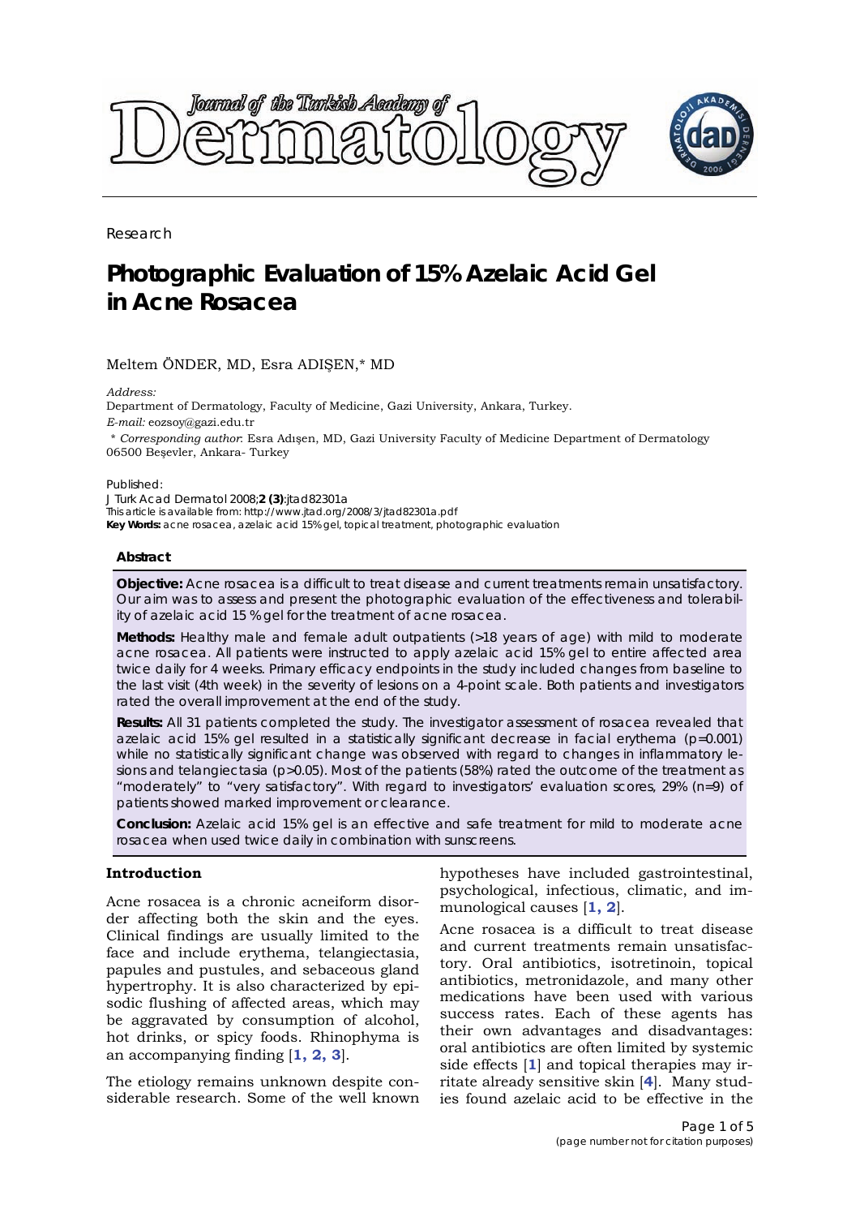Research

# Photographic Evaluation of 15% Azelaic Acid Gel in Acne Rosacea

Meltem ÖNDER, MD, Esra ADIŞEN,* MD

*Address:*
Department of Dermatology, Faculty of Medicine, Gazi University, Ankara, Turkey.
*E-mail:* eozsoy@gazi.edu.tr

\* *Corresponding author*: Esra Adışen, MD, Gazi University Faculty of Medicine Department of Dermatology 06500 Beşevler, Ankara- Turkey

Published:
J Turk Acad Dermatol 2008;**2 (3)**:jtad82301a
This article is available from: http://www.jtad.org/2008/3/jtad82301a.pdf
**Key Words:** acne rosacea, azelaic acid 15% gel, topical treatment, photographic evaluation

### Abstract

**Objective:** Acne rosacea is a difficult to treat disease and current treatments remain unsatisfactory. Our aim was to assess and present the photographic evaluation of the effectiveness and tolerability of azelaic acid 15 % gel for the treatment of acne rosacea.

**Methods:** Healthy male and female adult outpatients (>18 years of age) with mild to moderate acne rosacea. All patients were instructed to apply azelaic acid 15% gel to entire affected area twice daily for 4 weeks. Primary efficacy endpoints in the study included changes from baseline to the last visit (4th week) in the severity of lesions on a 4-point scale. Both patients and investigators rated the overall improvement at the end of the study.

**Results:** All 31 patients completed the study. The investigator assessment of rosacea revealed that azelaic acid 15% gel resulted in a statistically significant decrease in facial erythema ($p=0.001$) while no statistically significant change was observed with regard to changes in inflammatory lesions and telangiectasia ($p>0.05$). Most of the patients (58%) rated the outcome of the treatment as "moderately" to "very satisfactory". With regard to investigators' evaluation scores, 29% (n=9) of patients showed marked improvement or clearance.

**Conclusion:** Azelaic acid 15% gel is an effective and safe treatment for mild to moderate acne rosacea when used twice daily in combination with sunscreens.

### Introduction

Acne rosacea is a chronic acneiform disorder affecting both the skin and the eyes. Clinical findings are usually limited to the face and include erythema, telangiectasia, papules and pustules, and sebaceous gland hypertrophy. It is also characterized by episodic flushing of affected areas, which may be aggravated by consumption of alcohol, hot drinks, or spicy foods. Rhinophyma is an accompanying finding [1, 2, 3].

The etiology remains unknown despite considerable research. Some of the well known hypotheses have included gastrointestinal, psychological, infectious, climatic, and immunological causes [1, 2].

Acne rosacea is a difficult to treat disease and current treatments remain unsatisfactory. Oral antibiotics, isotretinoin, topical antibiotics, metronidazole, and many other medications have been used with various success rates. Each of these agents has their own advantages and disadvantages: oral antibiotics are often limited by systemic side effects [1] and topical therapies may irritate already sensitive skin [4]. Many studies found azelaic acid to be effective in the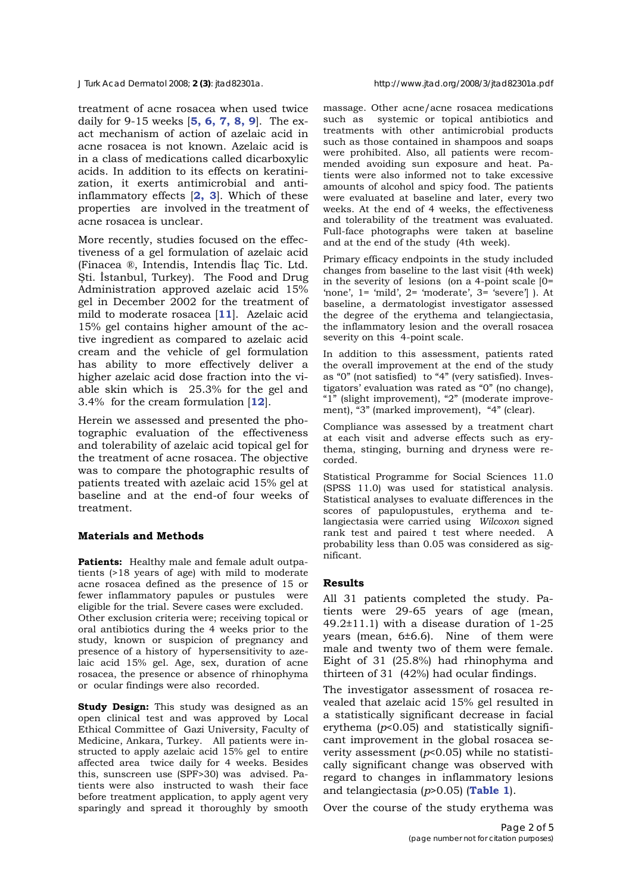treatment of acne rosacea when used twice daily for 9-15 weeks [5, 6, 7, 8, 9]. The exact mechanism of action of azelaic acid in acne rosacea is not known. Azelaic acid is in a class of medications called dicarboxylic acids. In addition to its effects on keratinization, it exerts antimicrobial and anti-inflammatory effects [2, 3]. Which of these properties are involved in the treatment of acne rosacea is unclear.

More recently, studies focused on the effectiveness of a gel formulation of azelaic acid (Finacea ®, Intendis, Intendis İlaç Tic. Ltd. Şti. İstanbul, Turkey). The Food and Drug Administration approved azelaic acid 15% gel in December 2002 for the treatment of mild to moderate rosacea [11]. Azelaic acid 15% gel contains higher amount of the active ingredient as compared to azelaic acid cream and the vehicle of gel formulation has ability to more effectively deliver a higher azelaic acid dose fraction into the viable skin which is 25.3% for the gel and 3.4% for the cream formulation [12].

Herein we assessed and presented the photographic evaluation of the effectiveness and tolerability of azelaic acid topical gel for the treatment of acne rosacea. The objective was to compare the photographic results of patients treated with azelaic acid 15% gel at baseline and at the end-of four weeks of treatment.

## Materials and Methods

**Patients:** Healthy male and female adult outpatients (>18 years of age) with mild to moderate acne rosacea defined as the presence of 15 or fewer inflammatory papules or pustules were eligible for the trial. Severe cases were excluded. Other exclusion criteria were; receiving topical or oral antibiotics during the 4 weeks prior to the study, known or suspicion of pregnancy and presence of a history of hypersensitivity to azelaic acid 15% gel. Age, sex, duration of acne rosacea, the presence or absence of rhinophyma or ocular findings were also recorded.

**Study Design:** This study was designed as an open clinical test and was approved by Local Ethical Committee of Gazi University, Faculty of Medicine, Ankara, Turkey. All patients were instructed to apply azelaic acid 15% gel to entire affected area twice daily for 4 weeks. Besides this, sunscreen use (SPF>30) was advised. Patients were also instructed to wash their face before treatment application, to apply agent very sparingly and spread it thoroughly by smooth massage. Other acne/acne rosacea medications such as systemic or topical antibiotics and treatments with other antimicrobial products such as those contained in shampoos and soaps were prohibited. Also, all patients were recommended avoiding sun exposure and heat. Patients were also informed not to take excessive amounts of alcohol and spicy food. The patients were evaluated at baseline and later, every two weeks. At the end of 4 weeks, the effectiveness and tolerability of the treatment was evaluated. Full-face photographs were taken at baseline and at the end of the study (4th week).

Primary efficacy endpoints in the study included changes from baseline to the last visit (4th week) in the severity of lesions (on a 4-point scale [0= 'none', 1= 'mild', 2= 'moderate', 3= 'severe'] ). At baseline, a dermatologist investigator assessed the degree of the erythema and telangiectasia, the inflammatory lesion and the overall rosacea severity on this 4-point scale.

In addition to this assessment, patients rated the overall improvement at the end of the study as "0" (not satisfied) to "4" (very satisfied). Investigators' evaluation was rated as "0" (no change), "1" (slight improvement), "2" (moderate improvement), "3" (marked improvement), "4" (clear).

Compliance was assessed by a treatment chart at each visit and adverse effects such as erythema, stinging, burning and dryness were recorded.

Statistical Programme for Social Sciences 11.0 (SPSS 11.0) was used for statistical analysis. Statistical analyses to evaluate differences in the scores of papulopustules, erythema and telangiectasia were carried using *Wilcoxon* signed rank test and paired t test where needed. A probability less than 0.05 was considered as significant.

## Results

All 31 patients completed the study. Patients were 29-65 years of age (mean, 49.2±11.1) with a disease duration of 1-25 years (mean, 6±6.6). Nine of them were male and twenty two of them were female. Eight of 31 (25.8%) had rhinophyma and thirteen of 31 (42%) had ocular findings.

The investigator assessment of rosacea revealed that azelaic acid 15% gel resulted in a statistically significant decrease in facial erythema ($p<0.05$) and statistically significant improvement in the global rosacea severity assessment ($p<0.05$) while no statistically significant change was observed with regard to changes in inflammatory lesions and telangiectasia ($p>0.05$) (Table 1).

Over the course of the study erythema was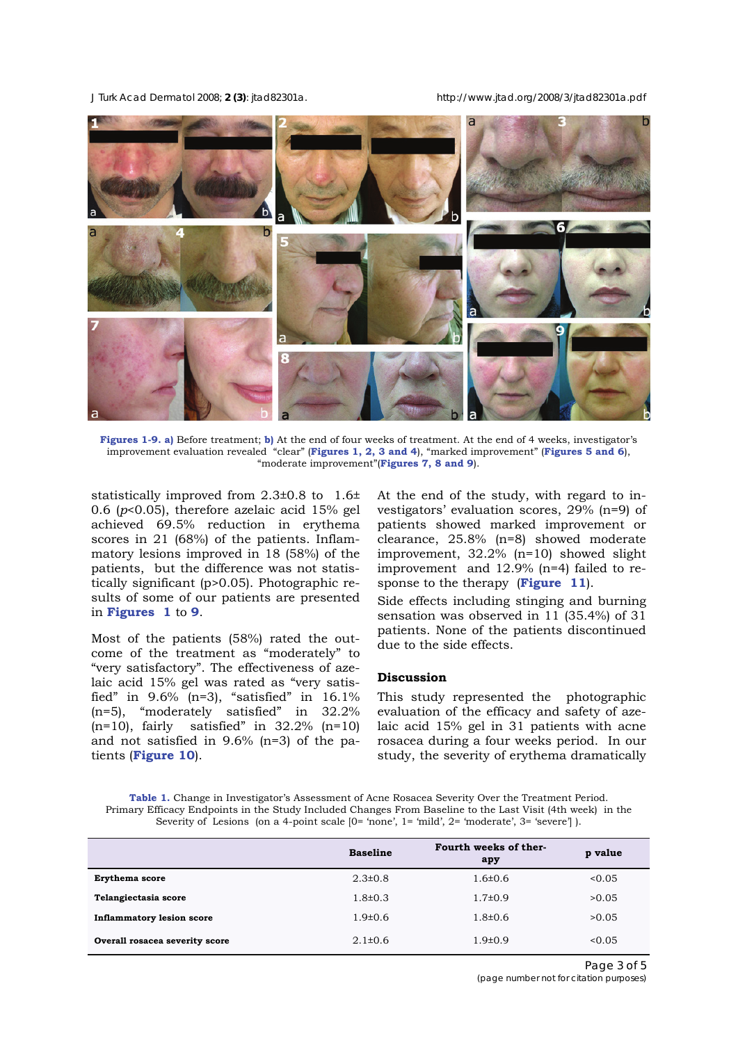**Figures 1-9. a)** Before treatment; **b)** At the end of four weeks of treatment. At the end of 4 weeks, investigator's improvement evaluation revealed "clear" (**Figures 1, 2, 3 and 4**), "marked improvement" (**Figures 5 and 6**), "moderate improvement"(**Figures 7, 8 and 9**).

statistically improved from 2.3±0.8 to 1.6±0.6 ($p<0.05$), therefore azelaic acid 15% gel achieved 69.5% reduction in erythema scores in 21 (68%) of the patients. Inflammatory lesions improved in 18 (58%) of the patients, but the difference was not statistically significant ($p>0.05$). Photographic results of some of our patients are presented in **Figures 1** to **9**.

Most of the patients (58%) rated the outcome of the treatment as "moderately" to "very satisfactory". The effectiveness of azelaic acid 15% gel was rated as "very satisfied" in 9.6% (n=3), "satisfied" in 16.1% (n=5), "moderately satisfied" in 32.2% (n=10), fairly satisfied" in 32.2% (n=10) and not satisfied in 9.6% (n=3) of the patients (**Figure 10**).

At the end of the study, with regard to investigators' evaluation scores, 29% (n=9) of patients showed marked improvement or clearance, 25.8% (n=8) showed moderate improvement, 32.2% (n=10) showed slight improvement and 12.9% (n=4) failed to response to the therapy (**Figure 11**).

Side effects including stinging and burning sensation was observed in 11 (35.4%) of 31 patients. None of the patients discontinued due to the side effects.

## Discussion

This study represented the photographic evaluation of the efficacy and safety of azelaic acid 15% gel in 31 patients with acne rosacea during a four weeks period. In our study, the severity of erythema dramatically

**Table 1.** Change in Investigator's Assessment of Acne Rosacea Severity Over the Treatment Period. Primary Efficacy Endpoints in the Study Included Changes From Baseline to the Last Visit (4th week) in the Severity of Lesions (on a 4-point scale [0= 'none', 1= 'mild', 2= 'moderate', 3= 'severe'] ).

| | Baseline | Fourth weeks of therapy | p value |
|---|---|---|---|
| **Erythema score** | 2.3±0.8 | 1.6±0.6 | <0.05 |
| **Telangiectasia score** | 1.8±0.3 | 1.7±0.9 | >0.05 |
| **Inflammatory lesion score** | 1.9±0.6 | 1.8±0.6 | >0.05 |
| **Overall rosacea severity score** | 2.1±0.6 | 1.9±0.9 | <0.05 |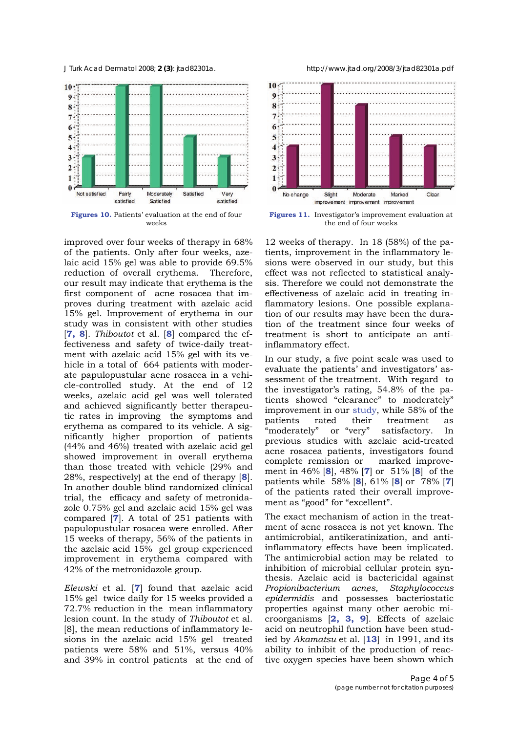Figures 10. Patients' evaluation at the end of four weeks

Figures 11. Investigator's improvement evaluation at the end of four weeks

improved over four weeks of therapy in 68% of the patients. Only after four weeks, azelaic acid 15% gel was able to provide 69.5% reduction of overall erythema. Therefore, our result may indicate that erythema is the first component of acne rosacea that improves during treatment with azelaic acid 15% gel. Improvement of erythema in our study was in consistent with other studies [7, 8]. *Thiboutot* et al. [8] compared the effectiveness and safety of twice-daily treatment with azelaic acid 15% gel with its vehicle in a total of 664 patients with moderate papulopustular acne rosacea in a vehicle-controlled study. At the end of 12 weeks, azelaic acid gel was well tolerated and achieved significantly better therapeutic rates in improving the symptoms and erythema as compared to its vehicle. A significantly higher proportion of patients (44% and 46%) treated with azelaic acid gel showed improvement in overall erythema than those treated with vehicle (29% and 28%, respectively) at the end of therapy [8]. In another double blind randomized clinical trial, the efficacy and safety of metronidazole 0.75% gel and azelaic acid 15% gel was compared [7]. A total of 251 patients with papulopustular rosacea were enrolled. After 15 weeks of therapy, 56% of the patients in the azelaic acid 15% gel group experienced improvement in erythema compared with 42% of the metronidazole group.

*Elewski* et al. [7] found that azelaic acid 15% gel twice daily for 15 weeks provided a 72.7% reduction in the mean inflammatory lesion count. In the study of *Thiboutot* et al. [8], the mean reductions of inflammatory lesions in the azelaic acid 15% gel treated patients were 58% and 51%, versus 40% and 39% in control patients at the end of 12 weeks of therapy. In 18 (58%) of the patients, improvement in the inflammatory lesions were observed in our study, but this effect was not reflected to statistical analysis. Therefore we could not demonstrate the effectiveness of azelaic acid in treating inflammatory lesions. One possible explanation of our results may have been the duration of the treatment since four weeks of treatment is short to anticipate an anti-inflammatory effect.

In our study, a five point scale was used to evaluate the patients' and investigators' assessment of the treatment. With regard to the investigator's rating, 54.8% of the patients showed "clearance" to moderately" improvement in our study, while 58% of the patients rated their treatment as "moderately" or "very" satisfactory. In previous studies with azelaic acid-treated acne rosacea patients, investigators found complete remission or marked improvement in 46% [8], 48% [7] or 51% [8] of the patients while 58% [8], 61% [8] or 78% [7] of the patients rated their overall improvement as "good" for "excellent".

The exact mechanism of action in the treatment of acne rosacea is not yet known. The antimicrobial, antikeratinization, and anti-inflammatory effects have been implicated. The antimicrobial action may be related to inhibition of microbial cellular protein synthesis. Azelaic acid is bactericidal against *Propionibacterium acnes, Staphylococcus epidermidis* and possesses bacteriostatic properties against many other aerobic microorganisms [2, 3, 9]. Effects of azelaic acid on neutrophil function have been studied by *Akamatsu* et al. [13] in 1991, and its ability to inhibit of the production of reactive oxygen species have been shown which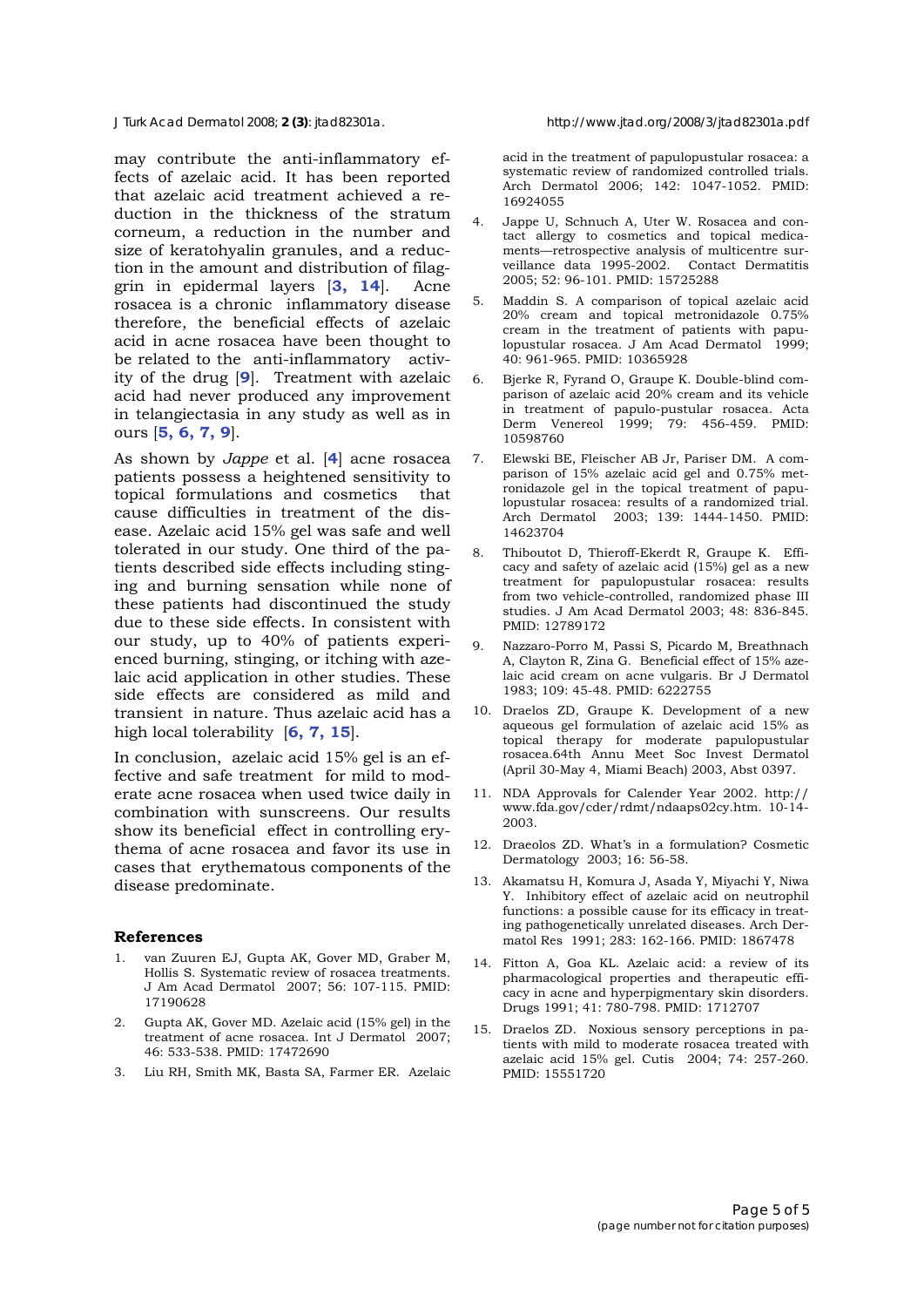may contribute the anti-inflammatory effects of azelaic acid. It has been reported that azelaic acid treatment achieved a reduction in the thickness of the stratum corneum, a reduction in the number and size of keratohyalin granules, and a reduction in the amount and distribution of filaggrin in epidermal layers [**3, 14**]. Acne rosacea is a chronic inflammatory disease therefore, the beneficial effects of azelaic acid in acne rosacea have been thought to be related to the anti-inflammatory activity of the drug [**9**]. Treatment with azelaic acid had never produced any improvement in telangiectasia in any study as well as in ours [**5, 6, 7, 9**].

As shown by *Jappe* et al. [**4**] acne rosacea patients possess a heightened sensitivity to topical formulations and cosmetics that cause difficulties in treatment of the disease. Azelaic acid 15% gel was safe and well tolerated in our study. One third of the patients described side effects including stinging and burning sensation while none of these patients had discontinued the study due to these side effects. In consistent with our study, up to 40% of patients experienced burning, stinging, or itching with azelaic acid application in other studies. These side effects are considered as mild and transient in nature. Thus azelaic acid has a high local tolerability [**6, 7, 15**].

In conclusion, azelaic acid 15% gel is an effective and safe treatment for mild to moderate acne rosacea when used twice daily in combination with sunscreens. Our results show its beneficial effect in controlling erythema of acne rosacea and favor its use in cases that erythematous components of the disease predominate.

## References

1. van Zuuren EJ, Gupta AK, Gover MD, Graber M, Hollis S. Systematic review of rosacea treatments. J Am Acad Dermatol 2007; 56: 107-115. PMID: 17190628
2. Gupta AK, Gover MD. Azelaic acid (15% gel) in the treatment of acne rosacea. Int J Dermatol 2007; 46: 533-538. PMID: 17472690
3. Liu RH, Smith MK, Basta SA, Farmer ER. Azelaic acid in the treatment of papulopustular rosacea: a systematic review of randomized controlled trials. Arch Dermatol 2006; 142: 1047-1052. PMID: 16924055
4. Jappe U, Schnuch A, Uter W. Rosacea and contact allergy to cosmetics and topical medicaments—retrospective analysis of multicentre surveillance data 1995-2002. Contact Dermatitis 2005; 52: 96-101. PMID: 15725288
5. Maddin S. A comparison of topical azelaic acid 20% cream and topical metronidazole 0.75% cream in the treatment of patients with papulopustular rosacea. J Am Acad Dermatol 1999; 40: 961-965. PMID: 10365928
6. Bjerke R, Fyrand O, Graupe K. Double-blind comparison of azelaic acid 20% cream and its vehicle in treatment of papulo-pustular rosacea. Acta Derm Venereol 1999; 79: 456-459. PMID: 10598760
7. Elewski BE, Fleischer AB Jr, Pariser DM. A comparison of 15% azelaic acid gel and 0.75% metronidazole gel in the topical treatment of papulopustular rosacea: results of a randomized trial. Arch Dermatol 2003; 139: 1444-1450. PMID: 14623704
8. Thiboutot D, Thieroff-Ekerdt R, Graupe K. Efficacy and safety of azelaic acid (15%) gel as a new treatment for papulopustular rosacea: results from two vehicle-controlled, randomized phase III studies. J Am Acad Dermatol 2003; 48: 836-845. PMID: 12789172
9. Nazzaro-Porro M, Passi S, Picardo M, Breathnach A, Clayton R, Zina G. Beneficial effect of 15% azelaic acid cream on acne vulgaris. Br J Dermatol 1983; 109: 45-48. PMID: 6222755
10. Draelos ZD, Graupe K. Development of a new aqueous gel formulation of azelaic acid 15% as topical therapy for moderate papulopustular rosacea.64th Annu Meet Soc Invest Dermatol (April 30-May 4, Miami Beach) 2003, Abst 0397.
11. NDA Approvals for Calender Year 2002. http://www.fda.gov/cder/rdmt/ndaaps02cy.htm. 10-14-2003.
12. Draeolos ZD. What's in a formulation? Cosmetic Dermatology 2003; 16: 56-58.
13. Akamatsu H, Komura J, Asada Y, Miyachi Y, Niwa Y. Inhibitory effect of azelaic acid on neutrophil functions: a possible cause for its efficacy in treating pathogenetically unrelated diseases. Arch Dermatol Res 1991; 283: 162-166. PMID: 1867478
14. Fitton A, Goa KL. Azelaic acid: a review of its pharmacological properties and therapeutic efficacy in acne and hyperpigmentary skin disorders. Drugs 1991; 41: 780-798. PMID: 1712707
15. Draelos ZD. Noxious sensory perceptions in patients with mild to moderate rosacea treated with azelaic acid 15% gel. Cutis 2004; 74: 257-260. PMID: 15551720